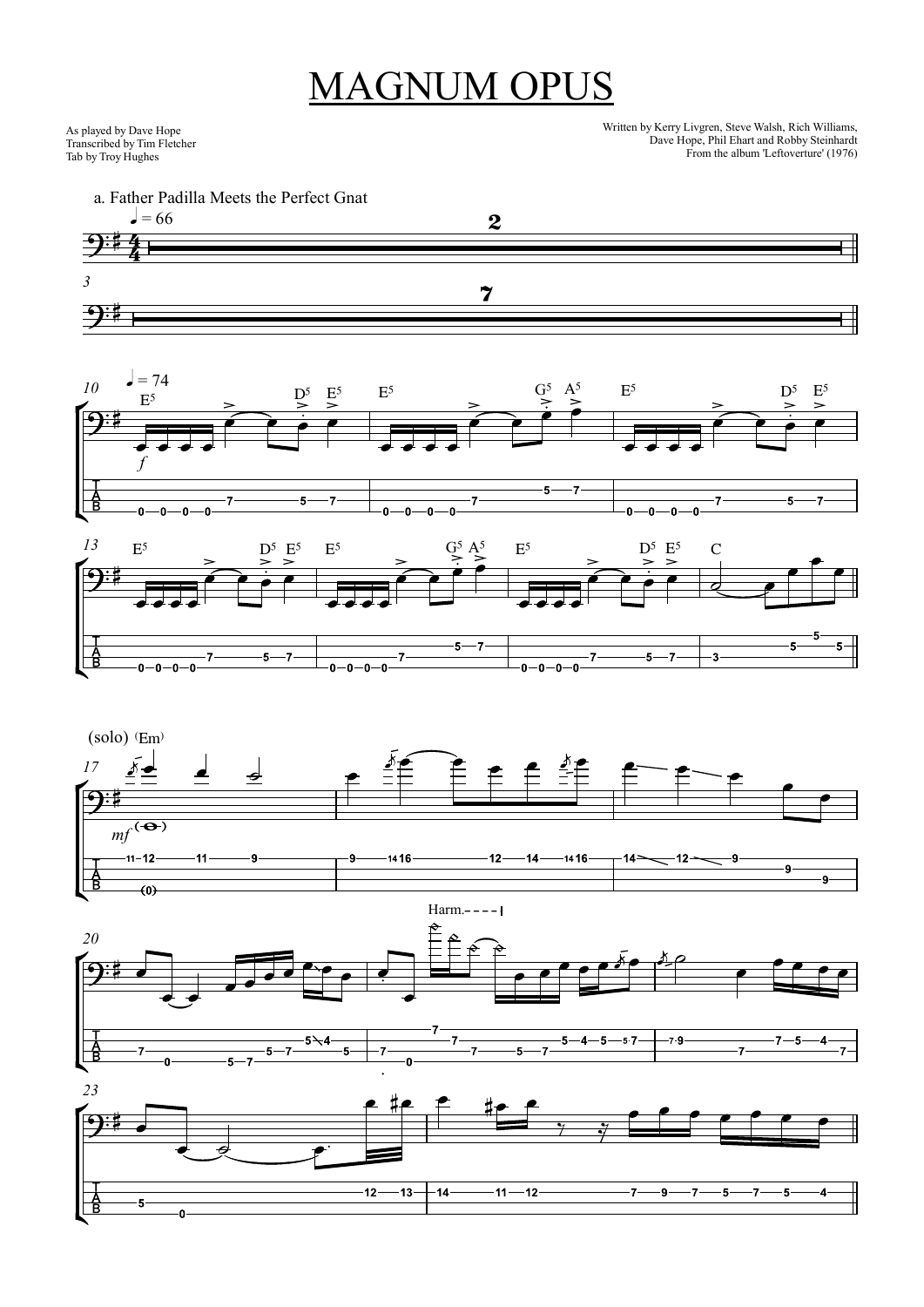# MAGNUM OPUS

As played by Dave Hope
Transcribed by Tim Fletcher
Tab by Troy Hughes

Written by Kerry Livgren, Steve Walsh, Rich Williams, Dave Hope, Phil Ehart and Robby Steinhardt
From the album 'Leftoverture' (1976)

a. Father Padilla Meets the Perfect Gnat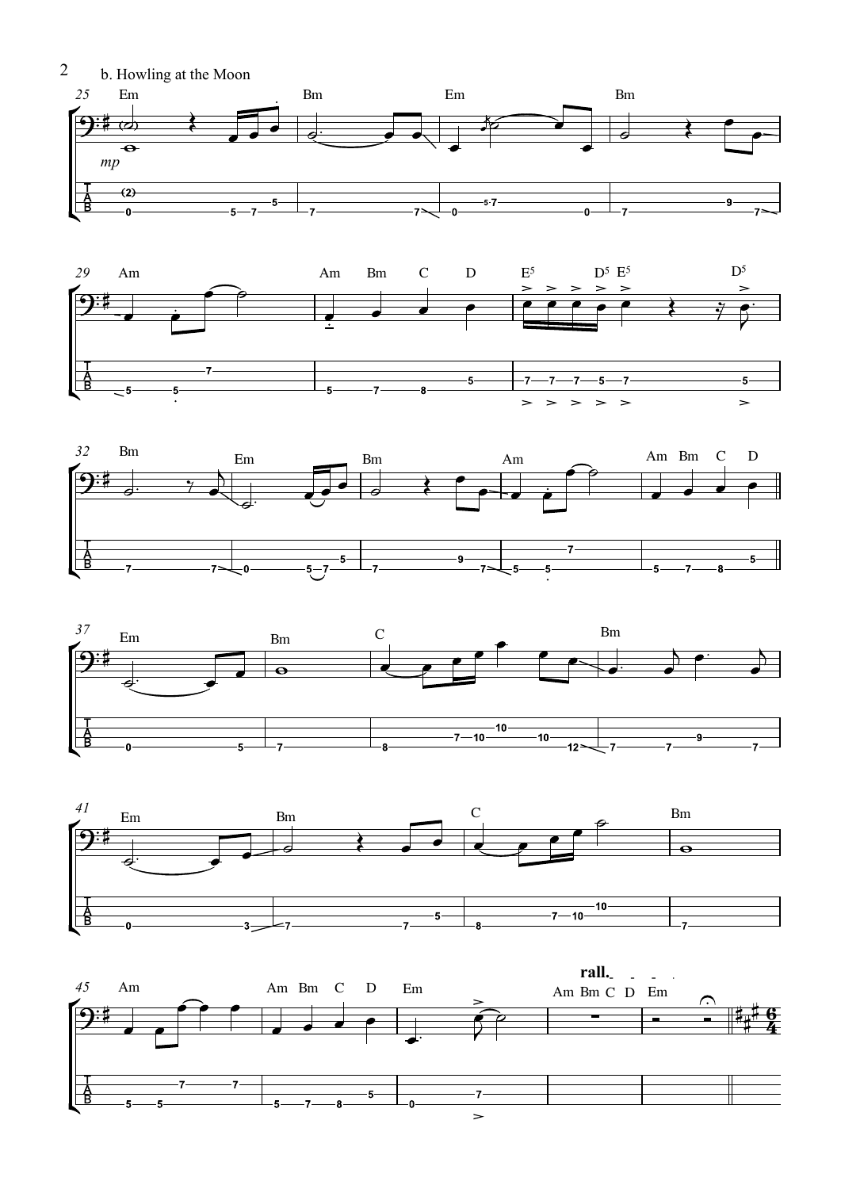b. Howling at the Moon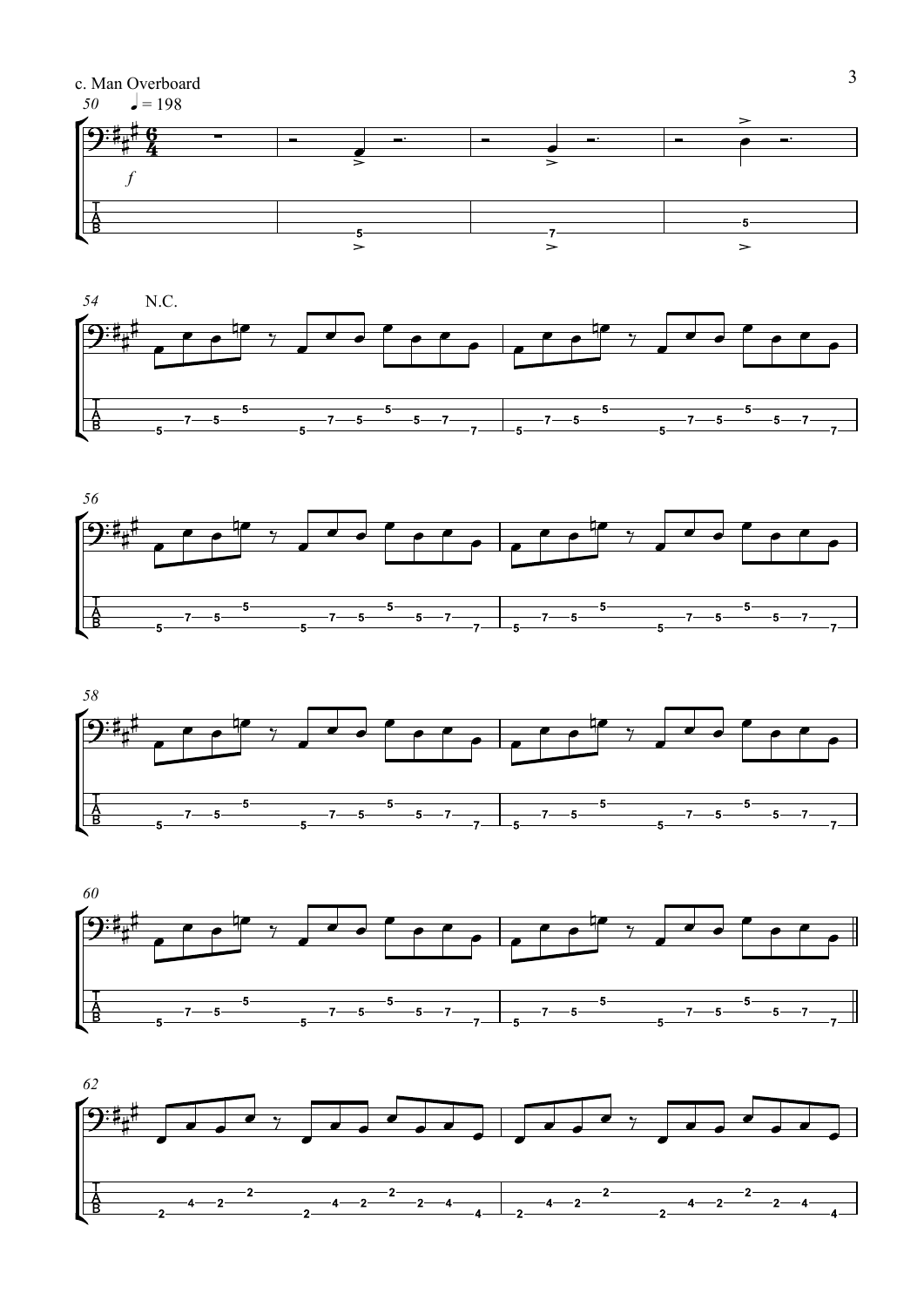c. Man Overboard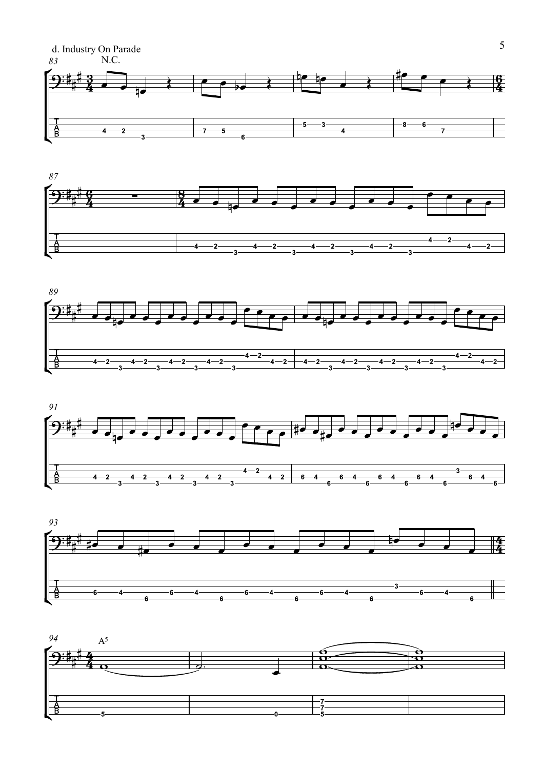d. Industry On Parade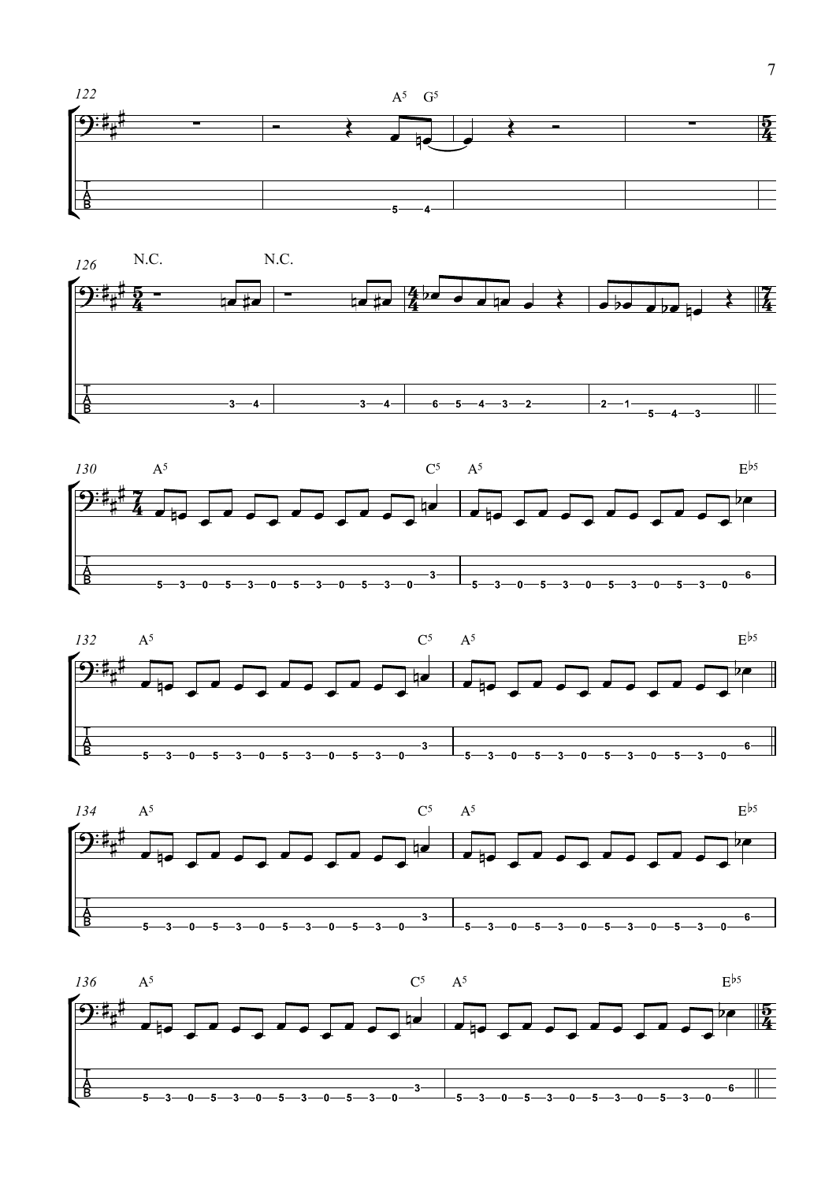122 A5 G5

126 N.C. N.C.

130 A5 C5 A5 E♭5

132 A5 C5 A5 E♭5

134 A5 C5 A5 E♭5

136 A5 C5 A5 E♭5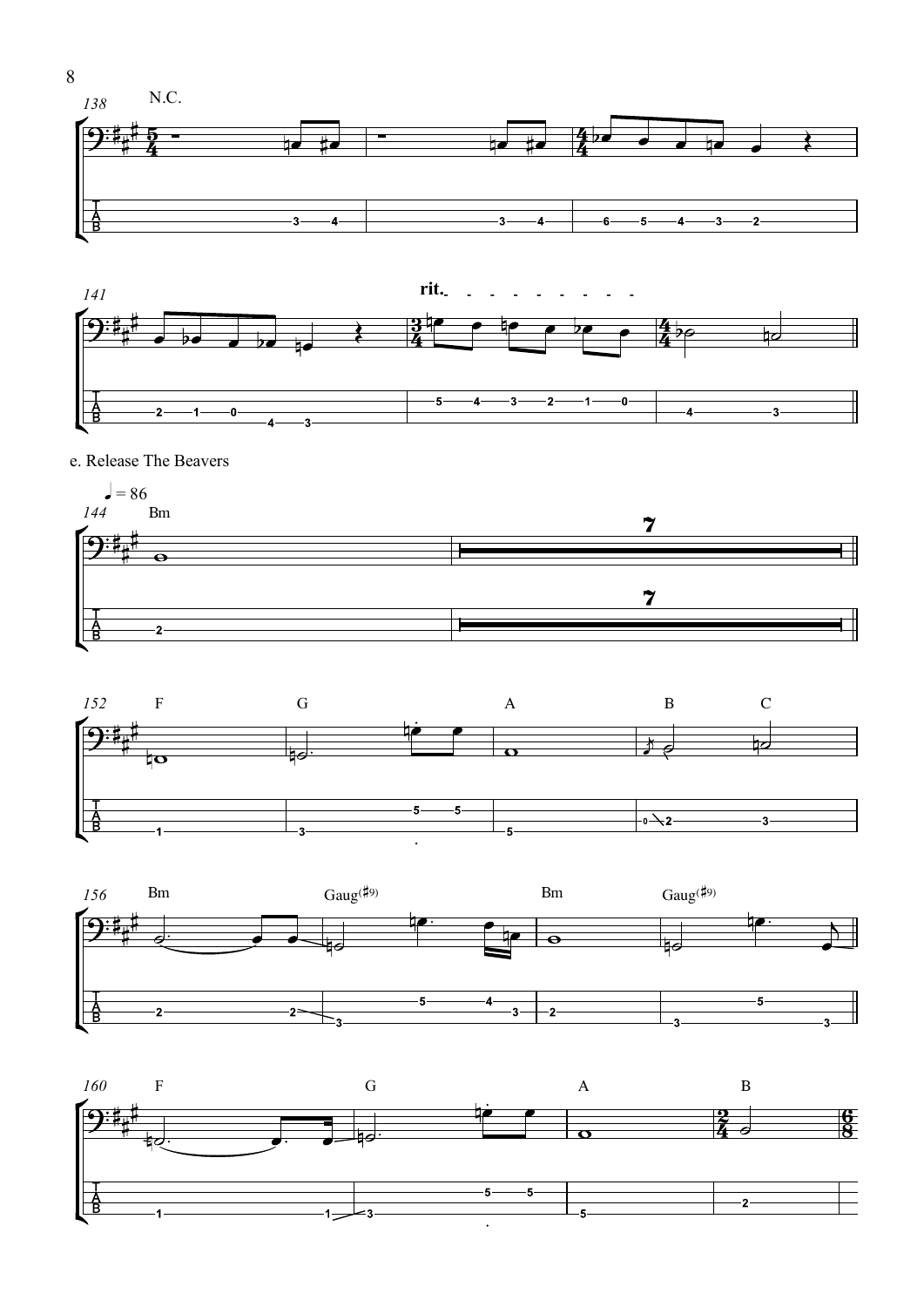## e. Release The Beavers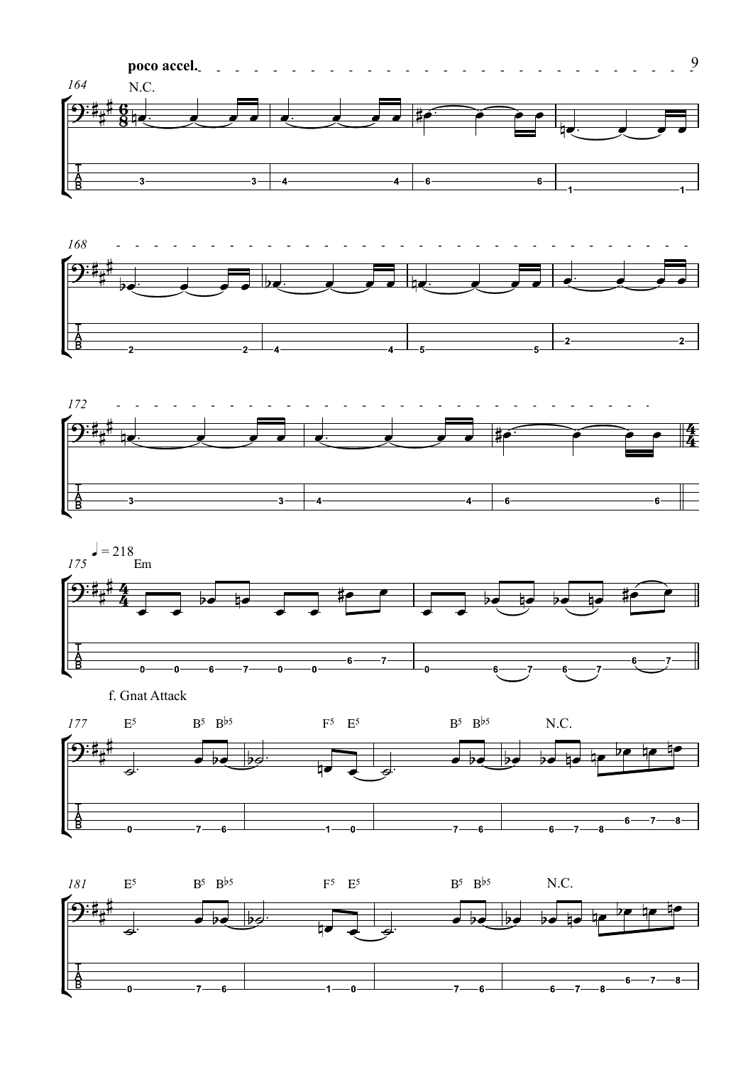poco accel.

N.C.

♩ = 218

Em

f. Gnat Attack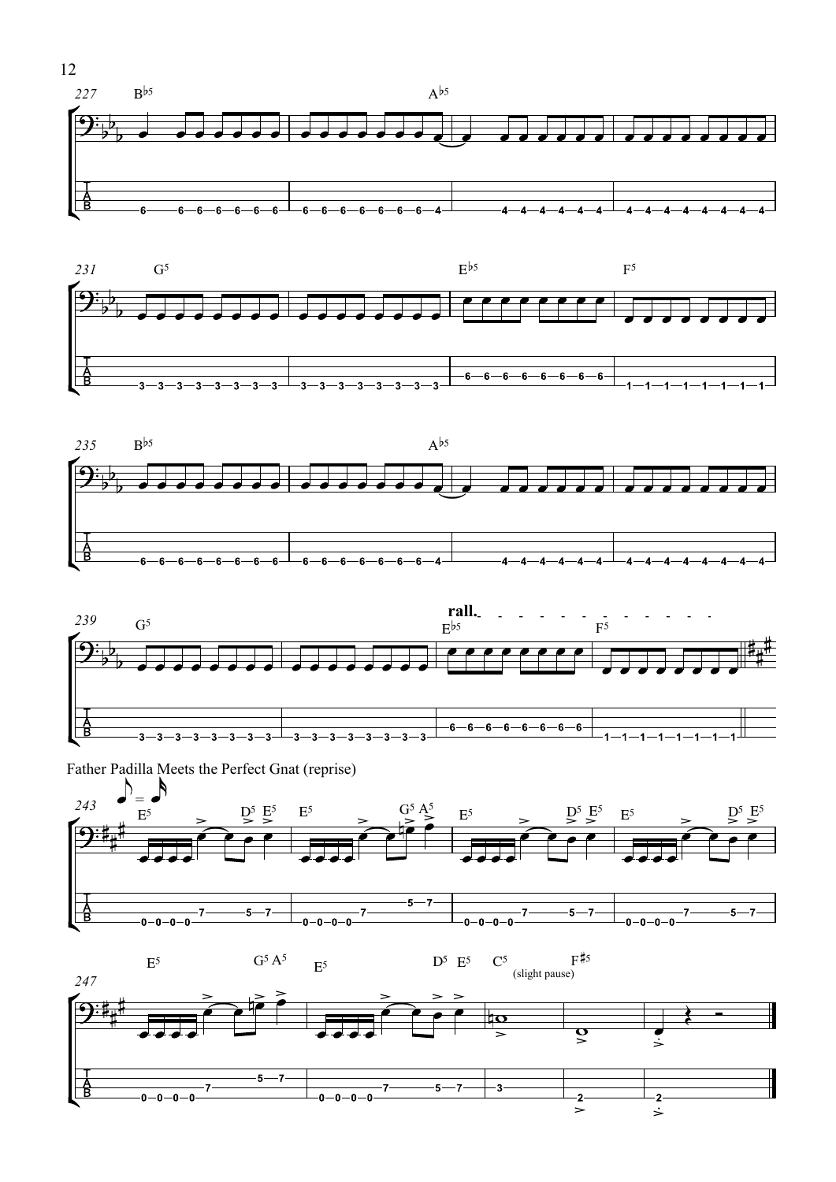Father Padilla Meets the Perfect Gnat (reprise)